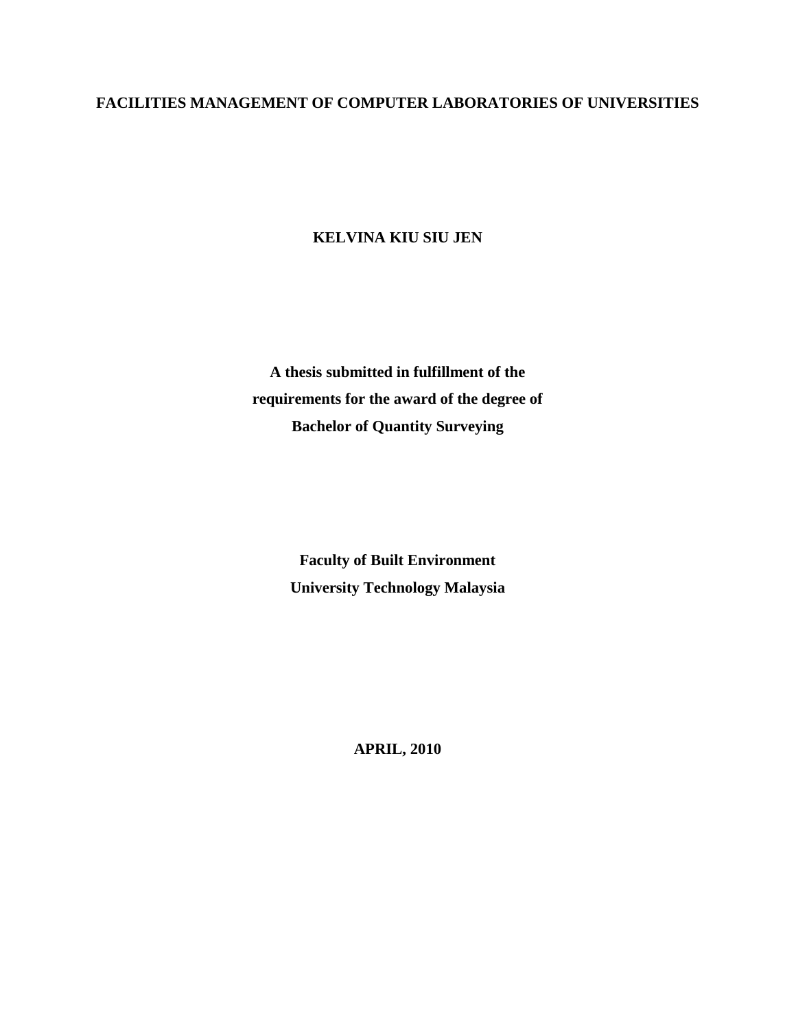# FACILITIES MANAGEMENT OF COMPUTER LABORATORIES OF UNIVERSITIES

**KELVINA KIU SIU JEN**

**A thesis submitted in fulfillment of the requirements for the award of the degree of Bachelor of Quantity Surveying**

**Faculty of Built Environment**
**University Technology Malaysia**

**APRIL, 2010**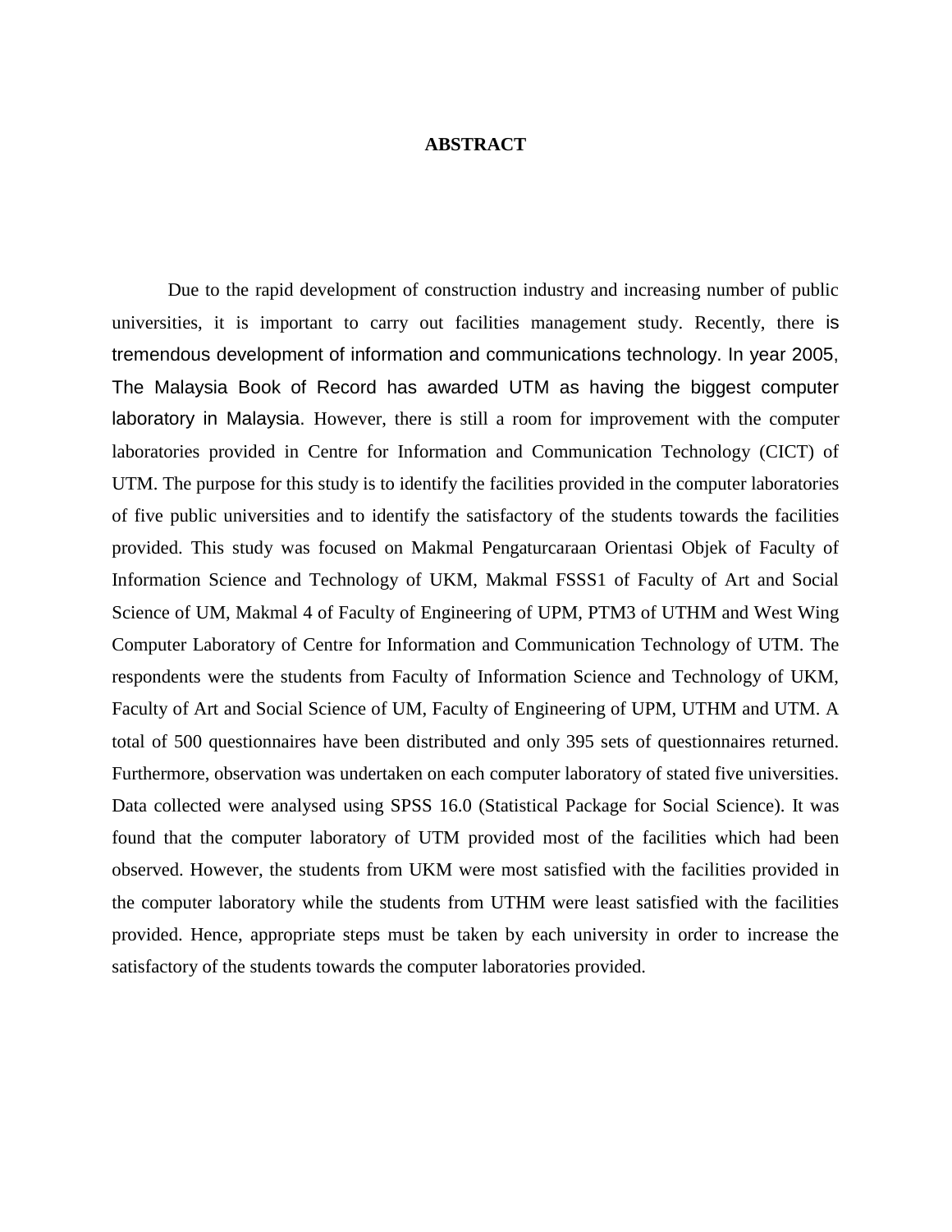# ABSTRACT

Due to the rapid development of construction industry and increasing number of public universities, it is important to carry out facilities management study. Recently, there is tremendous development of information and communications technology. In year 2005, The Malaysia Book of Record has awarded UTM as having the biggest computer laboratory in Malaysia. However, there is still a room for improvement with the computer laboratories provided in Centre for Information and Communication Technology (CICT) of UTM. The purpose for this study is to identify the facilities provided in the computer laboratories of five public universities and to identify the satisfactory of the students towards the facilities provided. This study was focused on Makmal Pengaturcaraan Orientasi Objek of Faculty of Information Science and Technology of UKM, Makmal FSSS1 of Faculty of Art and Social Science of UM, Makmal 4 of Faculty of Engineering of UPM, PTM3 of UTHM and West Wing Computer Laboratory of Centre for Information and Communication Technology of UTM. The respondents were the students from Faculty of Information Science and Technology of UKM, Faculty of Art and Social Science of UM, Faculty of Engineering of UPM, UTHM and UTM. A total of 500 questionnaires have been distributed and only 395 sets of questionnaires returned. Furthermore, observation was undertaken on each computer laboratory of stated five universities. Data collected were analysed using SPSS 16.0 (Statistical Package for Social Science). It was found that the computer laboratory of UTM provided most of the facilities which had been observed. However, the students from UKM were most satisfied with the facilities provided in the computer laboratory while the students from UTHM were least satisfied with the facilities provided. Hence, appropriate steps must be taken by each university in order to increase the satisfactory of the students towards the computer laboratories provided.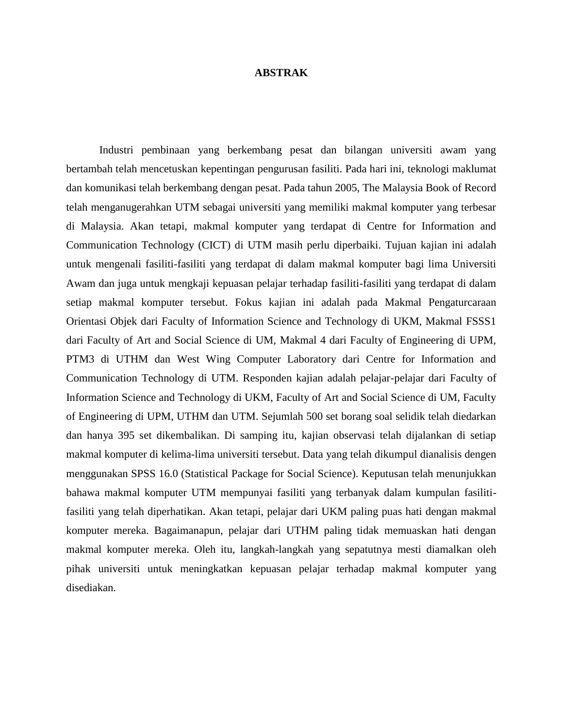# ABSTRAK

Industri pembinaan yang berkembang pesat dan bilangan universiti awam yang bertambah telah mencetuskan kepentingan pengurusan fasiliti. Pada hari ini, teknologi maklumat dan komunikasi telah berkembang dengan pesat. Pada tahun 2005, The Malaysia Book of Record telah menganugerahkan UTM sebagai universiti yang memiliki makmal komputer yang terbesar di Malaysia. Akan tetapi, makmal komputer yang terdapat di Centre for Information and Communication Technology (CICT) di UTM masih perlu diperbaiki. Tujuan kajian ini adalah untuk mengenali fasiliti-fasiliti yang terdapat di dalam makmal komputer bagi lima Universiti Awam dan juga untuk mengkaji kepuasan pelajar terhadap fasiliti-fasiliti yang terdapat di dalam setiap makmal komputer tersebut. Fokus kajian ini adalah pada Makmal Pengaturcaraan Orientasi Objek dari Faculty of Information Science and Technology di UKM, Makmal FSSS1 dari Faculty of Art and Social Science di UM, Makmal 4 dari Faculty of Engineering di UPM, PTM3 di UTHM dan West Wing Computer Laboratory dari Centre for Information and Communication Technology di UTM. Responden kajian adalah pelajar-pelajar dari Faculty of Information Science and Technology di UKM, Faculty of Art and Social Science di UM, Faculty of Engineering di UPM, UTHM dan UTM. Sejumlah 500 set borang soal selidik telah diedarkan dan hanya 395 set dikembalikan. Di samping itu, kajian observasi telah dijalankan di setiap makmal komputer di kelima-lima universiti tersebut. Data yang telah dikumpul dianalisis dengen menggunakan SPSS 16.0 (Statistical Package for Social Science). Keputusan telah menunjukkan bahawa makmal komputer UTM mempunyai fasiliti yang terbanyak dalam kumpulan fasiliti-fasiliti yang telah diperhatikan. Akan tetapi, pelajar dari UKM paling puas hati dengan makmal komputer mereka. Bagaimanapun, pelajar dari UTHM paling tidak memuaskan hati dengan makmal komputer mereka. Oleh itu, langkah-langkah yang sepatutnya mesti diamalkan oleh pihak universiti untuk meningkatkan kepuasan pelajar terhadap makmal komputer yang disediakan.